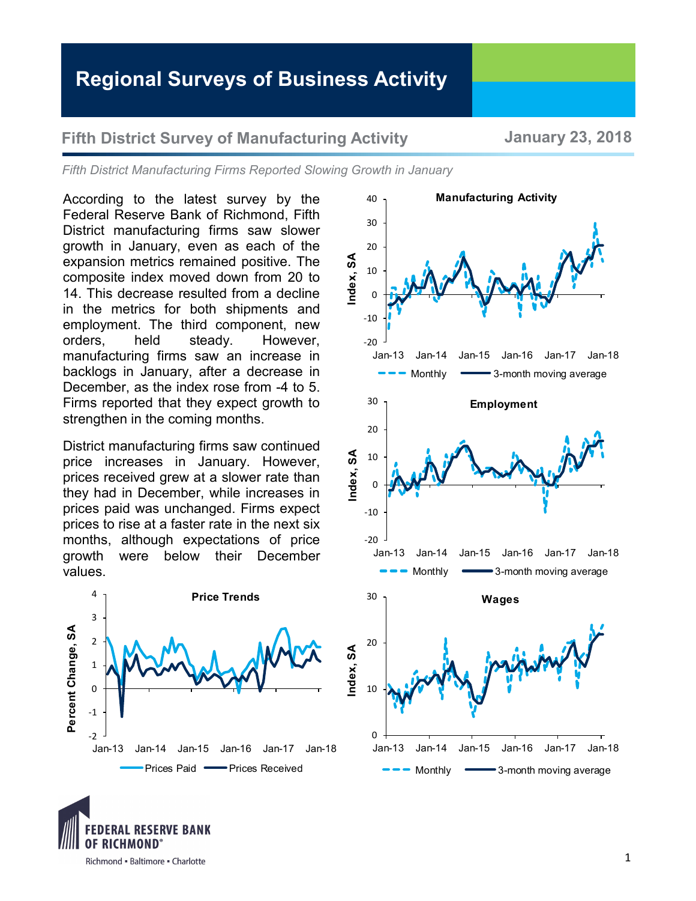# Regional Surveys of Business Activity

## Fifth District Survey of Manufacturing Activity

**January 23, 2018**

*Fifth District Manufacturing Firms Reported Slowing Growth in January*

According to the latest survey by the Federal Reserve Bank of Richmond, Fifth District manufacturing firms saw slower growth in January, even as each of the expansion metrics remained positive. The composite index moved down from 20 to 14. This decrease resulted from a decline in the metrics for both shipments and employment. The third component, new orders, held steady. However, manufacturing firms saw an increase in backlogs in January, after a decrease in December, as the index rose from -4 to 5. Firms reported that they expect growth to strengthen in the coming months.

District manufacturing firms saw continued price increases in January. However, prices received grew at a slower rate than they had in December, while increases in prices paid was unchanged. Firms expect prices to rise at a faster rate in the next six months, although expectations of price growth were below their December values.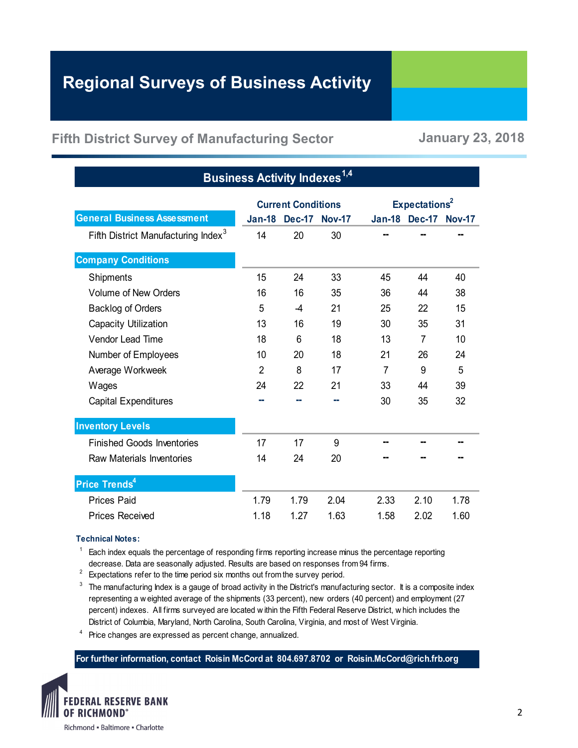# Regional Surveys of Business Activity

## Fifth District Survey of Manufacturing Sector

January 23, 2018

### Business Activity Indexes[1,4]

| | Current Conditions | | | Expectations[2] | | |
|---|---|---|---|---|---|---|
| **General Business Assessment** | Jan-18 | Dec-17 | Nov-17 | Jan-18 | Dec-17 | Nov-17 |
| Fifth District Manufacturing Index[3] | 14 | 20 | 30 | -- | -- | -- |
| **Company Conditions** | | | | | | |
| Shipments | 15 | 24 | 33 | 45 | 44 | 40 |
| Volume of New Orders | 16 | 16 | 35 | 36 | 44 | 38 |
| Backlog of Orders | 5 | -4 | 21 | 25 | 22 | 15 |
| Capacity Utilization | 13 | 16 | 19 | 30 | 35 | 31 |
| Vendor Lead Time | 18 | 6 | 18 | 13 | 7 | 10 |
| Number of Employees | 10 | 20 | 18 | 21 | 26 | 24 |
| Average Workweek | 2 | 8 | 17 | 7 | 9 | 5 |
| Wages | 24 | 22 | 21 | 33 | 44 | 39 |
| Capital Expenditures | -- | -- | -- | 30 | 35 | 32 |
| **Inventory Levels** | | | | | | |
| Finished Goods Inventories | 17 | 17 | 9 | -- | -- | -- |
| Raw Materials Inventories | 14 | 24 | 20 | -- | -- | -- |
| **Price Trends[4]** | | | | | | |
| Prices Paid | 1.79 | 1.79 | 2.04 | 2.33 | 2.10 | 1.78 |
| Prices Received | 1.18 | 1.27 | 1.63 | 1.58 | 2.02 | 1.60 |

**Technical Notes:**

1. Each index equals the percentage of responding firms reporting increase minus the percentage reporting decrease. Data are seasonally adjusted. Results are based on responses from 94 firms.
2. Expectations refer to the time period six months out from the survey period.
3. The manufacturing Index is a gauge of broad activity in the District's manufacturing sector. It is a composite index representing a weighted average of the shipments (33 percent), new orders (40 percent) and employment (27 percent) indexes. All firms surveyed are located within the Fifth Federal Reserve District, which includes the District of Columbia, Maryland, North Carolina, South Carolina, Virginia, and most of West Virginia.
4. Price changes are expressed as percent change, annualized.

**For further information, contact Roisin McCord at 804.697.8702 or Roisin.McCord@rich.frb.org**

FEDERAL RESERVE BANK OF RICHMOND®

Richmond • Baltimore • Charlotte